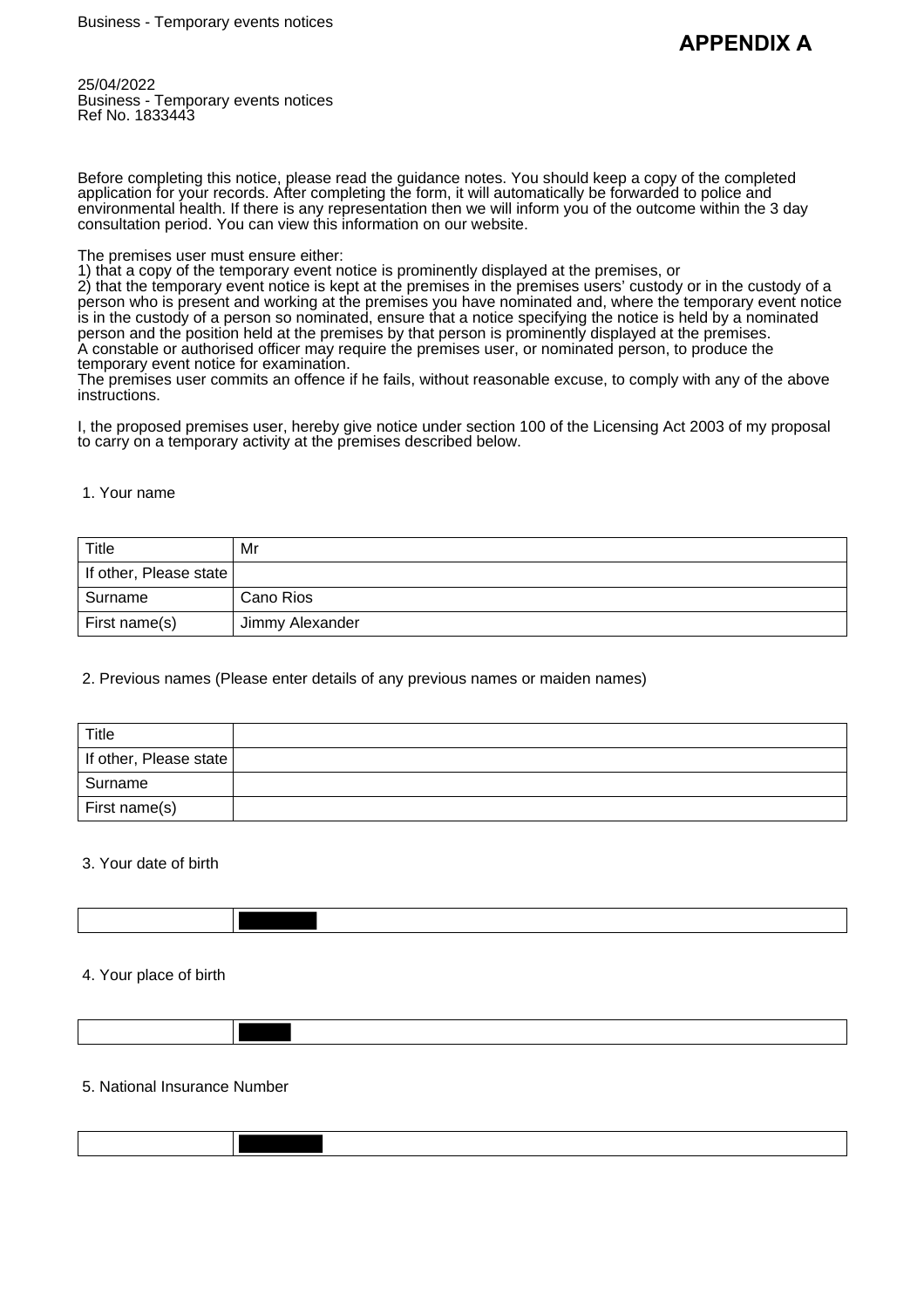# APPENDIX A

25/04/2022
Business - Temporary events notices
Ref No. 1833443

Before completing this notice, please read the guidance notes. You should keep a copy of the completed application for your records. After completing the form, it will automatically be forwarded to police and environmental health. If there is any representation then we will inform you of the outcome within the 3 day consultation period. You can view this information on our website.

The premises user must ensure either:
1) that a copy of the temporary event notice is prominently displayed at the premises, or
2) that the temporary event notice is kept at the premises in the premises users' custody or in the custody of a person who is present and working at the premises you have nominated and, where the temporary event notice is in the custody of a person so nominated, ensure that a notice specifying the notice is held by a nominated person and the position held at the premises by that person is prominently displayed at the premises.
A constable or authorised officer may require the premises user, or nominated person, to produce the temporary event notice for examination.
The premises user commits an offence if he fails, without reasonable excuse, to comply with any of the above instructions.

I, the proposed premises user, hereby give notice under section 100 of the Licensing Act 2003 of my proposal to carry on a temporary activity at the premises described below.

1. Your name

| Title | Mr |
|---|---|
| If other, Please state | |
| Surname | Cano Rios |
| First name(s) | Jimmy Alexander |

2. Previous names (Please enter details of any previous names or maiden names)

| Title | |
|---|---|
| If other, Please state | |
| Surname | |
| First name(s) | |

3. Your date of birth

| | [REDACTED] |
|---|---|

4. Your place of birth

| | [REDACTED] |
|---|---|

5. National Insurance Number

| | [REDACTED] |
|---|---|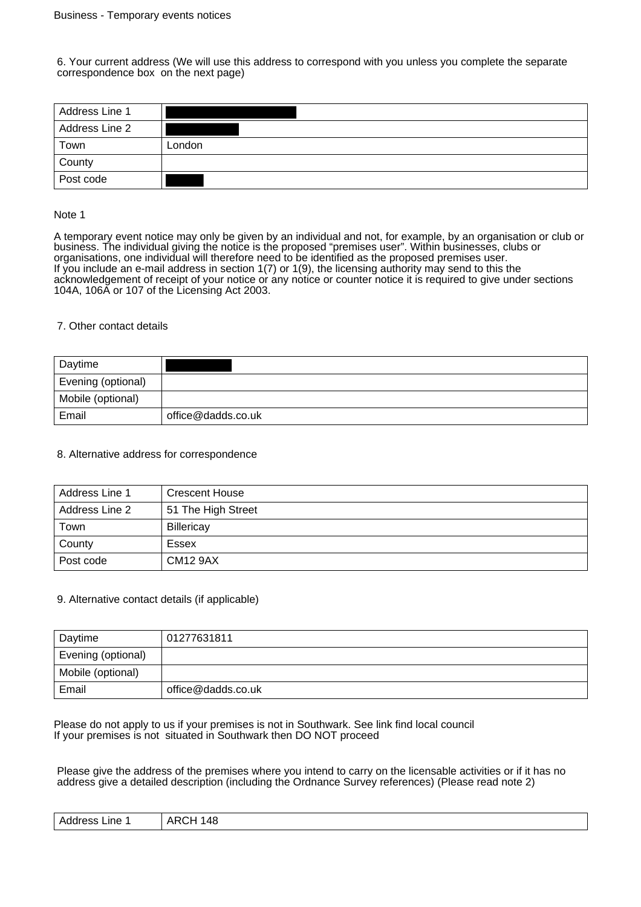6. Your current address (We will use this address to correspond with you unless you complete the separate correspondence box on the next page)

| Address Line 1 | |
|---|---|
| Address Line 2 | |
| Town | London |
| County | |
| Post code | |

Note 1

A temporary event notice may only be given by an individual and not, for example, by an organisation or club or business. The individual giving the notice is the proposed "premises user". Within businesses, clubs or organisations, one individual will therefore need to be identified as the proposed premises user.
If you include an e-mail address in section 1(7) or 1(9), the licensing authority may send to this the acknowledgement of receipt of your notice or any notice or counter notice it is required to give under sections 104A, 106A or 107 of the Licensing Act 2003.

7. Other contact details

| Daytime | |
|---|---|
| Evening (optional) | |
| Mobile (optional) | |
| Email | office@dadds.co.uk |

8. Alternative address for correspondence

| Address Line 1 | Crescent House |
|---|---|
| Address Line 2 | 51 The High Street |
| Town | Billericay |
| County | Essex |
| Post code | CM12 9AX |

9. Alternative contact details (if applicable)

| Daytime | 01277631811 |
|---|---|
| Evening (optional) | |
| Mobile (optional) | |
| Email | office@dadds.co.uk |

Please do not apply to us if your premises is not in Southwark. See link find local council
If your premises is not situated in Southwark then DO NOT proceed

Please give the address of the premises where you intend to carry on the licensable activities or if it has no address give a detailed description (including the Ordnance Survey references) (Please read note 2)

| Address Line 1 | ARCH 148 |
|---|---|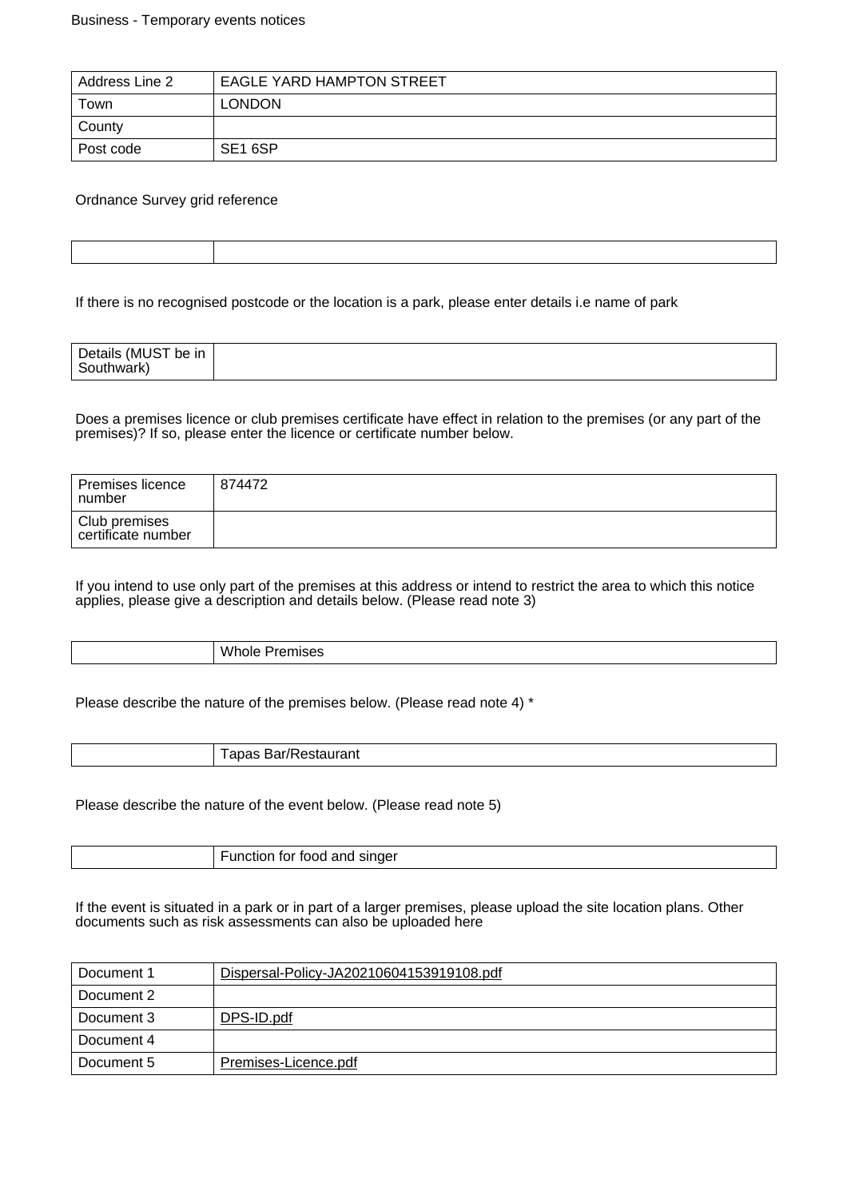| Address Line 2 | EAGLE YARD HAMPTON STREET |
| --- | --- |
| Town | LONDON |
| County | |
| Post code | SE1 6SP |

Ordnance Survey grid reference

| | |
| --- | --- |

If there is no recognised postcode or the location is a park, please enter details i.e name of park

| Details (MUST be in Southwark) | |
| --- | --- |

Does a premises licence or club premises certificate have effect in relation to the premises (or any part of the premises)? If so, please enter the licence or certificate number below.

| Premises licence number | 874472 |
| --- | --- |
| Club premises certificate number | |

If you intend to use only part of the premises at this address or intend to restrict the area to which this notice applies, please give a description and details below. (Please read note 3)

| | Whole Premises |
| --- | --- |

Please describe the nature of the premises below. (Please read note 4) *

| | Tapas Bar/Restaurant |
| --- | --- |

Please describe the nature of the event below. (Please read note 5)

| | Function for food and singer |
| --- | --- |

If the event is situated in a park or in part of a larger premises, please upload the site location plans. Other documents such as risk assessments can also be uploaded here

| Document 1 | Dispersal-Policy-JA20210604153919108.pdf |
| --- | --- |
| Document 2 | |
| Document 3 | DPS-ID.pdf |
| Document 4 | |
| Document 5 | Premises-Licence.pdf |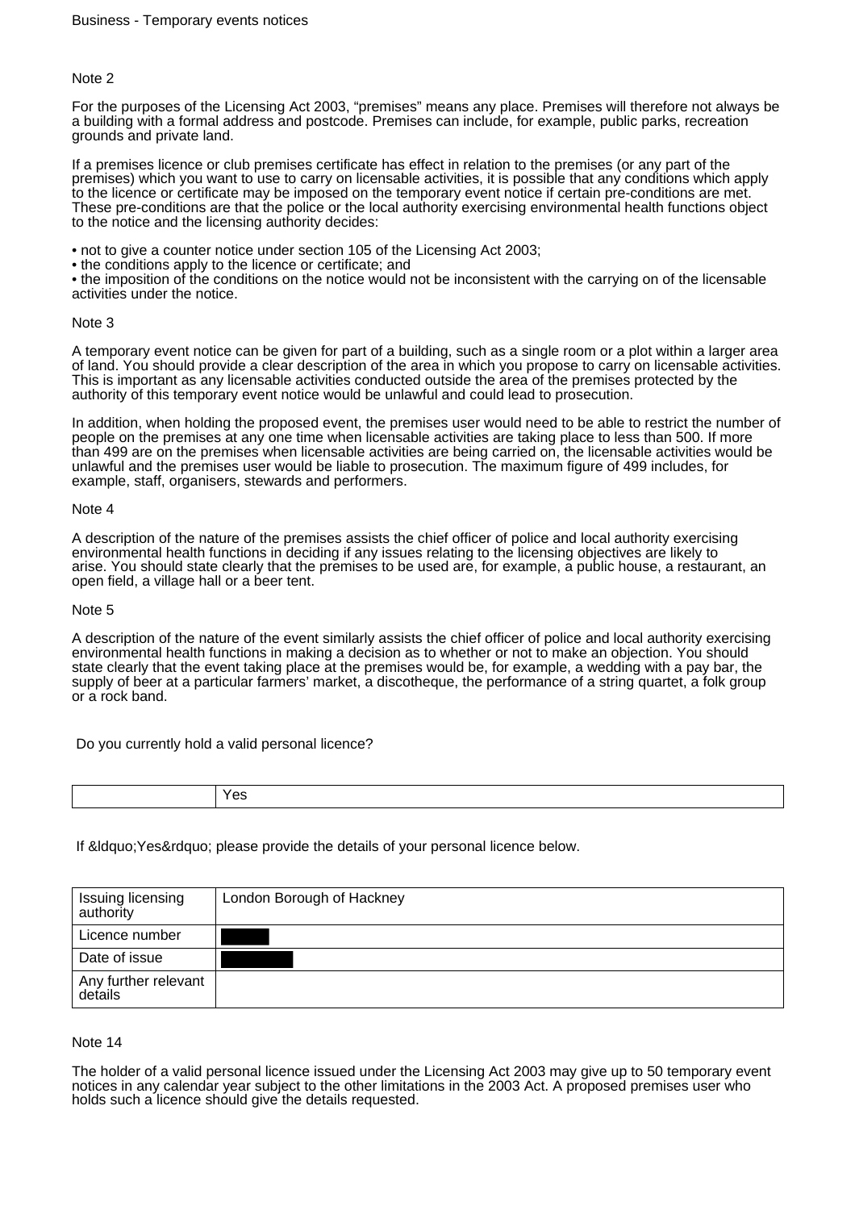Note 2

For the purposes of the Licensing Act 2003, "premises" means any place. Premises will therefore not always be a building with a formal address and postcode. Premises can include, for example, public parks, recreation grounds and private land.

If a premises licence or club premises certificate has effect in relation to the premises (or any part of the premises) which you want to use to carry on licensable activities, it is possible that any conditions which apply to the licence or certificate may be imposed on the temporary event notice if certain pre-conditions are met. These pre-conditions are that the police or the local authority exercising environmental health functions object to the notice and the licensing authority decides:

- not to give a counter notice under section 105 of the Licensing Act 2003;
- the conditions apply to the licence or certificate; and
- the imposition of the conditions on the notice would not be inconsistent with the carrying on of the licensable activities under the notice.

Note 3

A temporary event notice can be given for part of a building, such as a single room or a plot within a larger area of land. You should provide a clear description of the area in which you propose to carry on licensable activities. This is important as any licensable activities conducted outside the area of the premises protected by the authority of this temporary event notice would be unlawful and could lead to prosecution.

In addition, when holding the proposed event, the premises user would need to be able to restrict the number of people on the premises at any one time when licensable activities are taking place to less than 500. If more than 499 are on the premises when licensable activities are being carried on, the licensable activities would be unlawful and the premises user would be liable to prosecution. The maximum figure of 499 includes, for example, staff, organisers, stewards and performers.

Note 4

A description of the nature of the premises assists the chief officer of police and local authority exercising environmental health functions in deciding if any issues relating to the licensing objectives are likely to arise. You should state clearly that the premises to be used are, for example, a public house, a restaurant, an open field, a village hall or a beer tent.

Note 5

A description of the nature of the event similarly assists the chief officer of police and local authority exercising environmental health functions in making a decision as to whether or not to make an objection. You should state clearly that the event taking place at the premises would be, for example, a wedding with a pay bar, the supply of beer at a particular farmers' market, a discotheque, the performance of a string quartet, a folk group or a rock band.

Do you currently hold a valid personal licence?

| | Yes |
|---|---|

If &ldquo;Yes&rdquo; please provide the details of your personal licence below.

| Issuing licensing authority | London Borough of Hackney |
|---|---|
| Licence number | |
| Date of issue | |
| Any further relevant details | |

Note 14

The holder of a valid personal licence issued under the Licensing Act 2003 may give up to 50 temporary event notices in any calendar year subject to the other limitations in the 2003 Act. A proposed premises user who holds such a licence should give the details requested.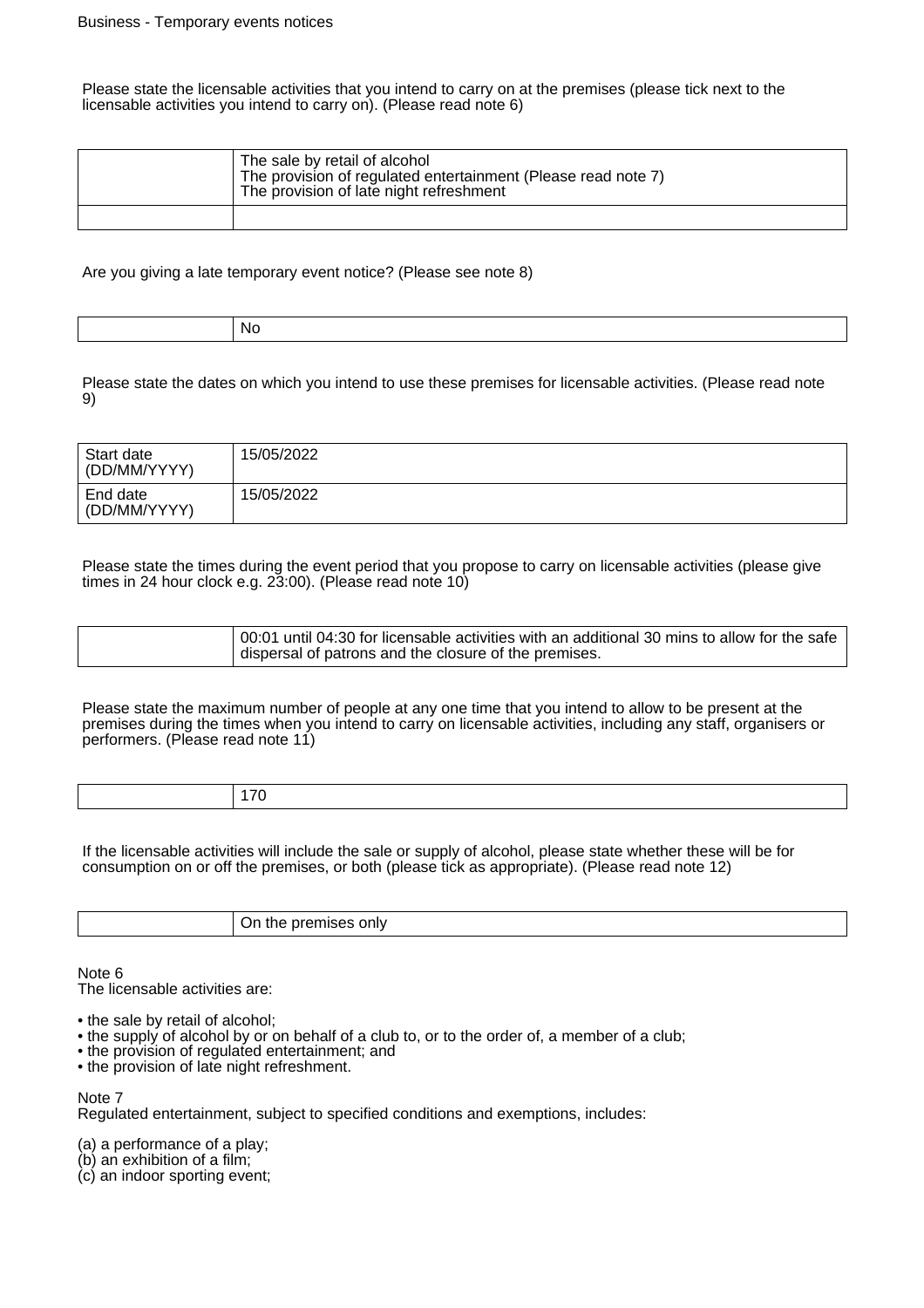Please state the licensable activities that you intend to carry on at the premises (please tick next to the licensable activities you intend to carry on). (Please read note 6)

| | |
|---|---|
| | The sale by retail of alcohol<br>The provision of regulated entertainment (Please read note 7)<br>The provision of late night refreshment |
| | |

Are you giving a late temporary event notice? (Please see note 8)

| | |
|---|---|
| | No |

Please state the dates on which you intend to use these premises for licensable activities. (Please read note 9)

| | |
|---|---|
| Start date (DD/MM/YYYY) | 15/05/2022 |
| End date (DD/MM/YYYY) | 15/05/2022 |

Please state the times during the event period that you propose to carry on licensable activities (please give times in 24 hour clock e.g. 23:00). (Please read note 10)

| | |
|---|---|
| | 00:01 until 04:30 for licensable activities with an additional 30 mins to allow for the safe dispersal of patrons and the closure of the premises. |

Please state the maximum number of people at any one time that you intend to allow to be present at the premises during the times when you intend to carry on licensable activities, including any staff, organisers or performers. (Please read note 11)

| | |
|---|---|
| | 170 |

If the licensable activities will include the sale or supply of alcohol, please state whether these will be for consumption on or off the premises, or both (please tick as appropriate). (Please read note 12)

| | |
|---|---|
| | On the premises only |

Note 6
The licensable activities are:

- the sale by retail of alcohol;
- the supply of alcohol by or on behalf of a club to, or to the order of, a member of a club;
- the provision of regulated entertainment; and
- the provision of late night refreshment.

Note 7
Regulated entertainment, subject to specified conditions and exemptions, includes:

(a) a performance of a play;
(b) an exhibition of a film;
(c) an indoor sporting event;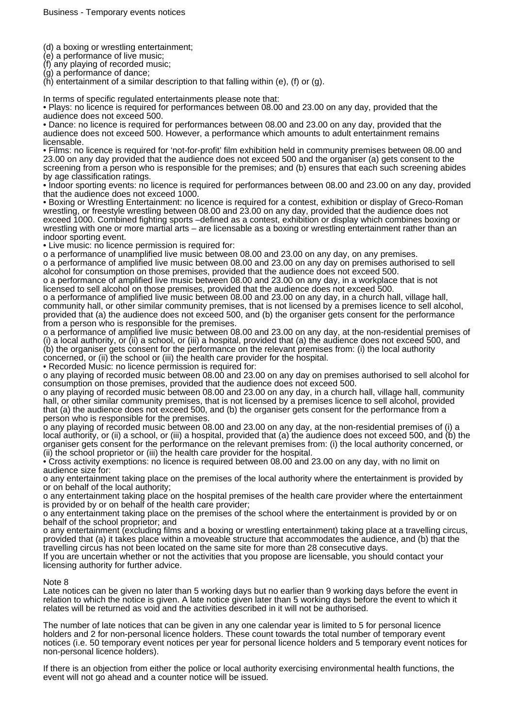(d) a boxing or wrestling entertainment;
(e) a performance of live music;
(f) any playing of recorded music;
(g) a performance of dance;
(h) entertainment of a similar description to that falling within (e), (f) or (g).

In terms of specific regulated entertainments please note that:

- Plays: no licence is required for performances between 08.00 and 23.00 on any day, provided that the audience does not exceed 500.
- Dance: no licence is required for performances between 08.00 and 23.00 on any day, provided that the audience does not exceed 500. However, a performance which amounts to adult entertainment remains licensable.
- Films: no licence is required for 'not-for-profit' film exhibition held in community premises between 08.00 and 23.00 on any day provided that the audience does not exceed 500 and the organiser (a) gets consent to the screening from a person who is responsible for the premises; and (b) ensures that each such screening abides by age classification ratings.
- Indoor sporting events: no licence is required for performances between 08.00 and 23.00 on any day, provided that the audience does not exceed 1000.
- Boxing or Wrestling Entertainment: no licence is required for a contest, exhibition or display of Greco-Roman wrestling, or freestyle wrestling between 08.00 and 23.00 on any day, provided that the audience does not exceed 1000. Combined fighting sports –defined as a contest, exhibition or display which combines boxing or wrestling with one or more martial arts – are licensable as a boxing or wrestling entertainment rather than an indoor sporting event.
- Live music: no licence permission is required for:
  - o a performance of unamplified live music between 08.00 and 23.00 on any day, on any premises.
  - o a performance of amplified live music between 08.00 and 23.00 on any day on premises authorised to sell alcohol for consumption on those premises, provided that the audience does not exceed 500.
  - o a performance of amplified live music between 08.00 and 23.00 on any day, in a workplace that is not licensed to sell alcohol on those premises, provided that the audience does not exceed 500.
  - o a performance of amplified live music between 08.00 and 23.00 on any day, in a church hall, village hall, community hall, or other similar community premises, that is not licensed by a premises licence to sell alcohol, provided that (a) the audience does not exceed 500, and (b) the organiser gets consent for the performance from a person who is responsible for the premises.
  - o a performance of amplified live music between 08.00 and 23.00 on any day, at the non-residential premises of (i) a local authority, or (ii) a school, or (iii) a hospital, provided that (a) the audience does not exceed 500, and (b) the organiser gets consent for the performance on the relevant premises from: (i) the local authority concerned, or (ii) the school or (iii) the health care provider for the hospital.
- Recorded Music: no licence permission is required for:
  - o any playing of recorded music between 08.00 and 23.00 on any day on premises authorised to sell alcohol for consumption on those premises, provided that the audience does not exceed 500.
  - o any playing of recorded music between 08.00 and 23.00 on any day, in a church hall, village hall, community hall, or other similar community premises, that is not licensed by a premises licence to sell alcohol, provided that (a) the audience does not exceed 500, and (b) the organiser gets consent for the performance from a person who is responsible for the premises.
  - o any playing of recorded music between 08.00 and 23.00 on any day, at the non-residential premises of (i) a local authority, or (ii) a school, or (iii) a hospital, provided that (a) the audience does not exceed 500, and (b) the organiser gets consent for the performance on the relevant premises from: (i) the local authority concerned, or (ii) the school proprietor or (iii) the health care provider for the hospital.
- Cross activity exemptions: no licence is required between 08.00 and 23.00 on any day, with no limit on audience size for:
  - o any entertainment taking place on the premises of the local authority where the entertainment is provided by or on behalf of the local authority;
  - o any entertainment taking place on the hospital premises of the health care provider where the entertainment is provided by or on behalf of the health care provider;
  - o any entertainment taking place on the premises of the school where the entertainment is provided by or on behalf of the school proprietor; and
  - o any entertainment (excluding films and a boxing or wrestling entertainment) taking place at a travelling circus, provided that (a) it takes place within a moveable structure that accommodates the audience, and (b) that the travelling circus has not been located on the same site for more than 28 consecutive days.

If you are uncertain whether or not the activities that you propose are licensable, you should contact your licensing authority for further advice.

Note 8

Late notices can be given no later than 5 working days but no earlier than 9 working days before the event in relation to which the notice is given. A late notice given later than 5 working days before the event to which it relates will be returned as void and the activities described in it will not be authorised.

The number of late notices that can be given in any one calendar year is limited to 5 for personal licence holders and 2 for non-personal licence holders. These count towards the total number of temporary event notices (i.e. 50 temporary event notices per year for personal licence holders and 5 temporary event notices for non-personal licence holders).

If there is an objection from either the police or local authority exercising environmental health functions, the event will not go ahead and a counter notice will be issued.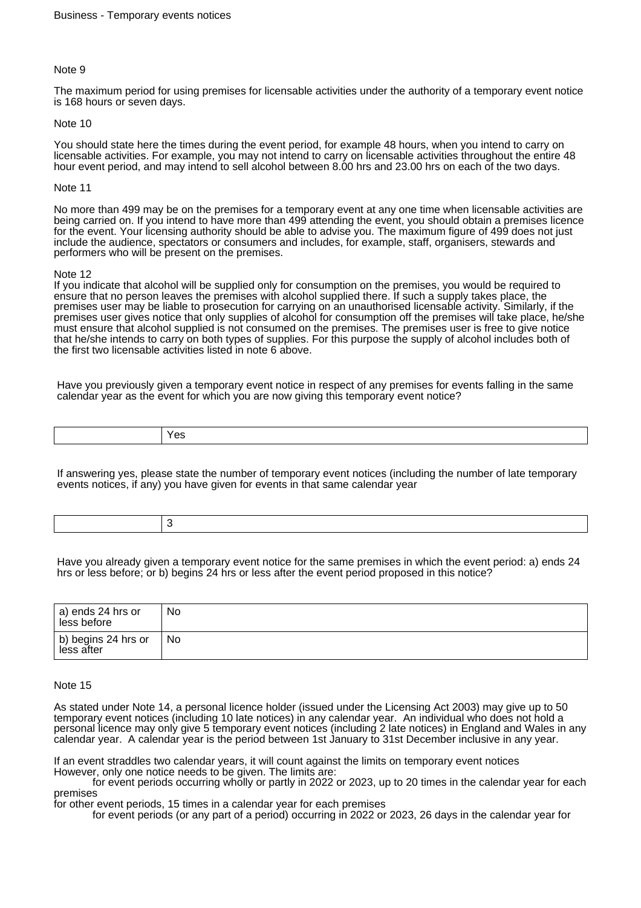Note 9

The maximum period for using premises for licensable activities under the authority of a temporary event notice is 168 hours or seven days.

Note 10

You should state here the times during the event period, for example 48 hours, when you intend to carry on licensable activities. For example, you may not intend to carry on licensable activities throughout the entire 48 hour event period, and may intend to sell alcohol between 8.00 hrs and 23.00 hrs on each of the two days.

Note 11

No more than 499 may be on the premises for a temporary event at any one time when licensable activities are being carried on. If you intend to have more than 499 attending the event, you should obtain a premises licence for the event. Your licensing authority should be able to advise you. The maximum figure of 499 does not just include the audience, spectators or consumers and includes, for example, staff, organisers, stewards and performers who will be present on the premises.

Note 12

If you indicate that alcohol will be supplied only for consumption on the premises, you would be required to ensure that no person leaves the premises with alcohol supplied there. If such a supply takes place, the premises user may be liable to prosecution for carrying on an unauthorised licensable activity. Similarly, if the premises user gives notice that only supplies of alcohol for consumption off the premises will take place, he/she must ensure that alcohol supplied is not consumed on the premises. The premises user is free to give notice that he/she intends to carry on both types of supplies. For this purpose the supply of alcohol includes both of the first two licensable activities listed in note 6 above.

Have you previously given a temporary event notice in respect of any premises for events falling in the same calendar year as the event for which you are now giving this temporary event notice?

| | Yes |
|---|---|

If answering yes, please state the number of temporary event notices (including the number of late temporary events notices, if any) you have given for events in that same calendar year

| | 3 |
|---|---|

Have you already given a temporary event notice for the same premises in which the event period: a) ends 24 hrs or less before; or b) begins 24 hrs or less after the event period proposed in this notice?

| | |
|---|---|
| a) ends 24 hrs or less before | No |
| b) begins 24 hrs or less after | No |

Note 15

As stated under Note 14, a personal licence holder (issued under the Licensing Act 2003) may give up to 50 temporary event notices (including 10 late notices) in any calendar year. An individual who does not hold a personal licence may only give 5 temporary event notices (including 2 late notices) in England and Wales in any calendar year. A calendar year is the period between 1st January to 31st December inclusive in any year.

If an event straddles two calendar years, it will count against the limits on temporary event notices
However, only one notice needs to be given. The limits are:

- for event periods occurring wholly or partly in 2022 or 2023, up to 20 times in the calendar year for each premises
- for other event periods, 15 times in a calendar year for each premises
- for event periods (or any part of a period) occurring in 2022 or 2023, 26 days in the calendar year for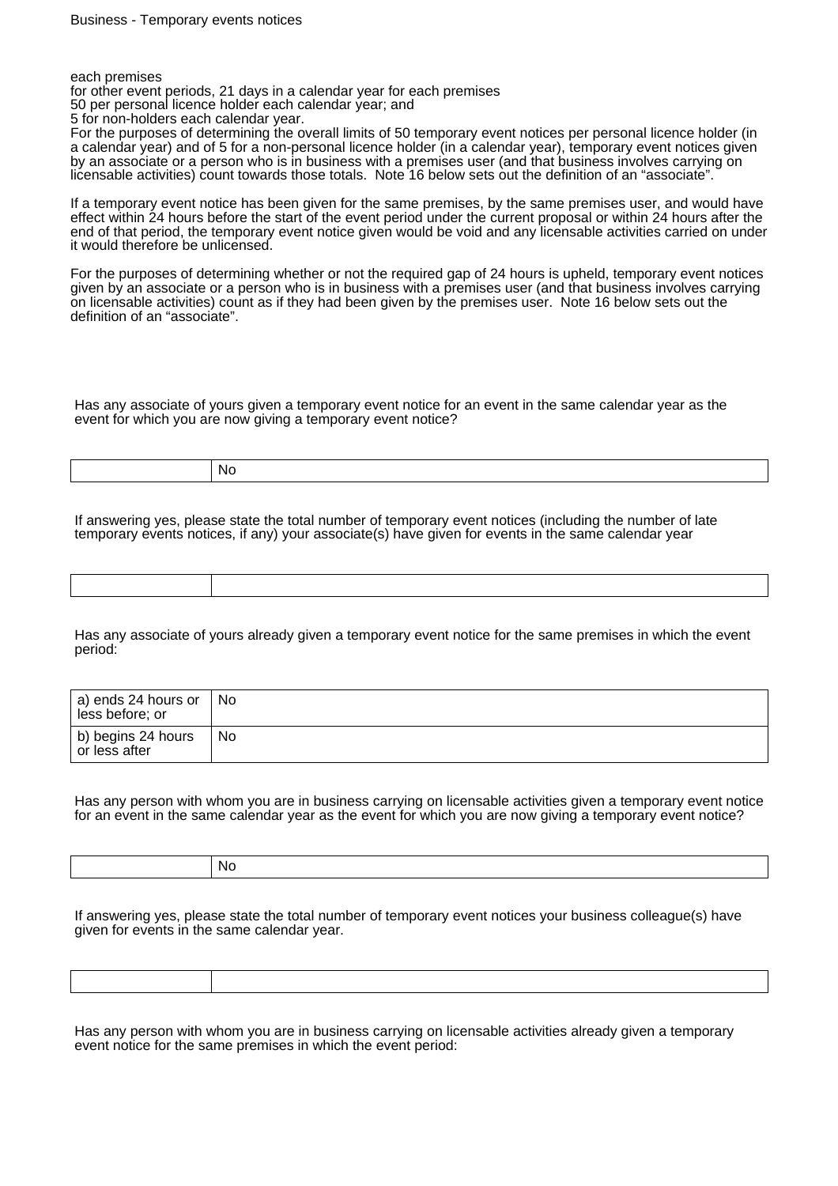each premises
for other event periods, 21 days in a calendar year for each premises
50 per personal licence holder each calendar year; and
5 for non-holders each calendar year.
For the purposes of determining the overall limits of 50 temporary event notices per personal licence holder (in a calendar year) and of 5 for a non-personal licence holder (in a calendar year), temporary event notices given by an associate or a person who is in business with a premises user (and that business involves carrying on licensable activities) count towards those totals. Note 16 below sets out the definition of an "associate".

If a temporary event notice has been given for the same premises, by the same premises user, and would have effect within 24 hours before the start of the event period under the current proposal or within 24 hours after the end of that period, the temporary event notice given would be void and any licensable activities carried on under it would therefore be unlicensed.

For the purposes of determining whether or not the required gap of 24 hours is upheld, temporary event notices given by an associate or a person who is in business with a premises user (and that business involves carrying on licensable activities) count as if they had been given by the premises user. Note 16 below sets out the definition of an "associate".

Has any associate of yours given a temporary event notice for an event in the same calendar year as the event for which you are now giving a temporary event notice?

| | No |
|---|---|

If answering yes, please state the total number of temporary event notices (including the number of late temporary events notices, if any) your associate(s) have given for events in the same calendar year

| | |
|---|---|

Has any associate of yours already given a temporary event notice for the same premises in which the event period:

| | |
|---|---|
| a) ends 24 hours or less before; or | No |
| b) begins 24 hours or less after | No |

Has any person with whom you are in business carrying on licensable activities given a temporary event notice for an event in the same calendar year as the event for which you are now giving a temporary event notice?

| | No |
|---|---|

If answering yes, please state the total number of temporary event notices your business colleague(s) have given for events in the same calendar year.

| | |
|---|---|

Has any person with whom you are in business carrying on licensable activities already given a temporary event notice for the same premises in which the event period: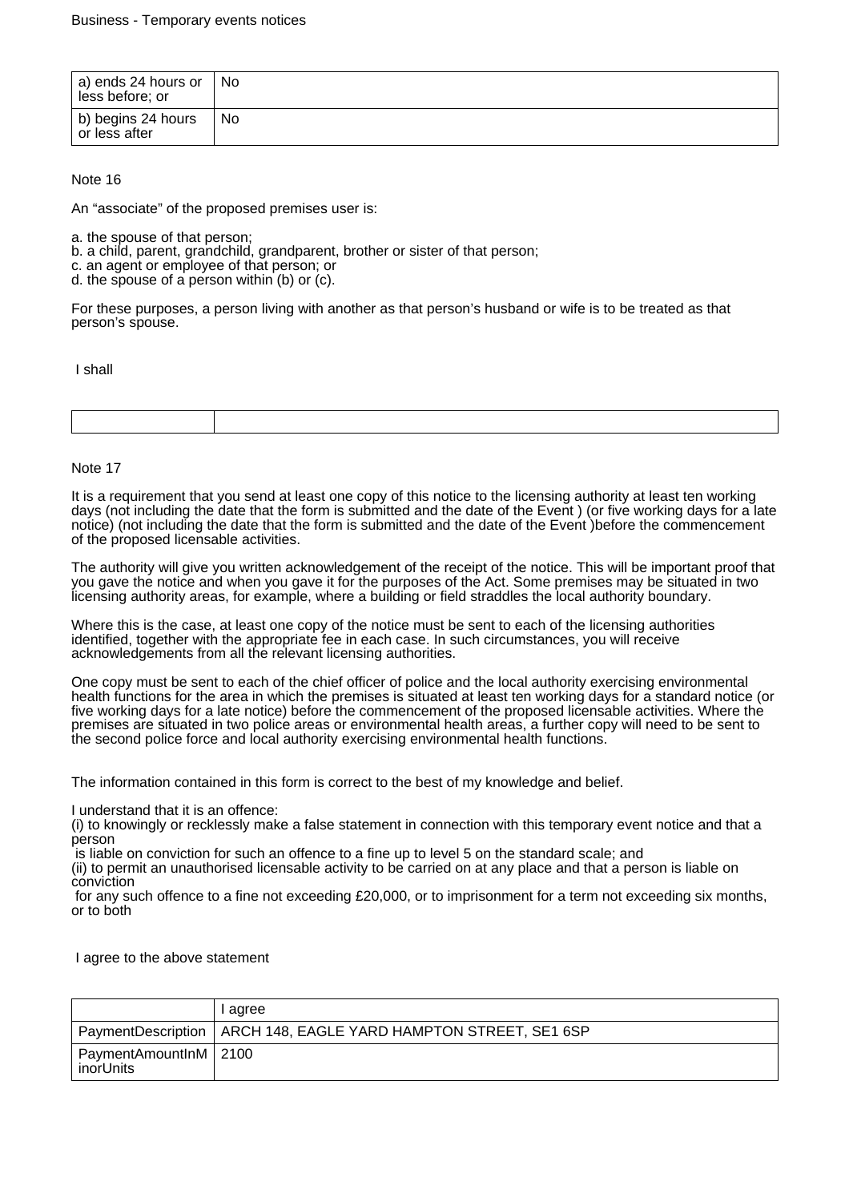| a) ends 24 hours or less before; or | No |
|---|---|
| b) begins 24 hours or less after | No |

Note 16

An “associate” of the proposed premises user is:

a. the spouse of that person;
b. a child, parent, grandchild, grandparent, brother or sister of that person;
c. an agent or employee of that person; or
d. the spouse of a person within (b) or (c).

For these purposes, a person living with another as that person’s husband or wife is to be treated as that person’s spouse.

I shall

| | |
|---|---|

Note 17

It is a requirement that you send at least one copy of this notice to the licensing authority at least ten working days (not including the date that the form is submitted and the date of the Event ) (or five working days for a late notice) (not including the date that the form is submitted and the date of the Event )before the commencement of the proposed licensable activities.

The authority will give you written acknowledgement of the receipt of the notice. This will be important proof that you gave the notice and when you gave it for the purposes of the Act. Some premises may be situated in two licensing authority areas, for example, where a building or field straddles the local authority boundary.

Where this is the case, at least one copy of the notice must be sent to each of the licensing authorities identified, together with the appropriate fee in each case. In such circumstances, you will receive acknowledgements from all the relevant licensing authorities.

One copy must be sent to each of the chief officer of police and the local authority exercising environmental health functions for the area in which the premises is situated at least ten working days for a standard notice (or five working days for a late notice) before the commencement of the proposed licensable activities. Where the premises are situated in two police areas or environmental health areas, a further copy will need to be sent to the second police force and local authority exercising environmental health functions.

The information contained in this form is correct to the best of my knowledge and belief.

I understand that it is an offence:
(i) to knowingly or recklessly make a false statement in connection with this temporary event notice and that a person
is liable on conviction for such an offence to a fine up to level 5 on the standard scale; and
(ii) to permit an unauthorised licensable activity to be carried on at any place and that a person is liable on conviction
for any such offence to a fine not exceeding £20,000, or to imprisonment for a term not exceeding six months, or to both

I agree to the above statement

| | I agree |
|---|---|
| PaymentDescription | ARCH 148, EAGLE YARD HAMPTON STREET, SE1 6SP |
| PaymentAmountInMinorUnits | 2100 |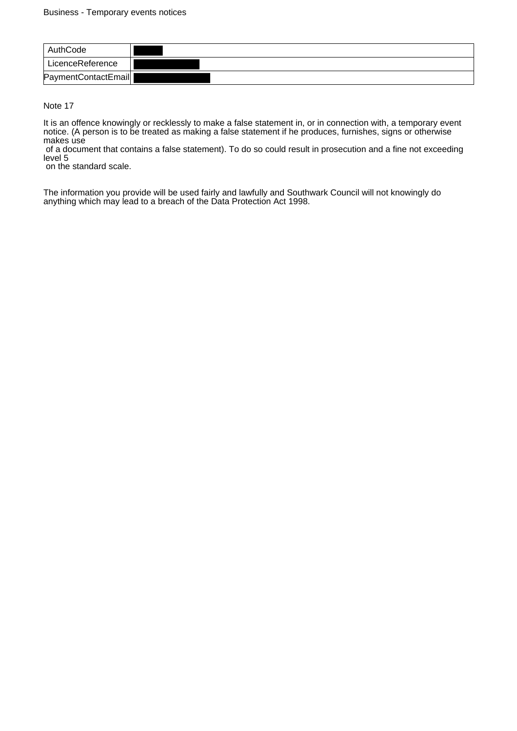| | |
|---|---|
| AuthCode | |
| LicenceReference | |
| PaymentContactEmail | |

Note 17

It is an offence knowingly or recklessly to make a false statement in, or in connection with, a temporary event notice. (A person is to be treated as making a false statement if he produces, furnishes, signs or otherwise makes use of a document that contains a false statement). To do so could result in prosecution and a fine not exceeding level 5 on the standard scale.

The information you provide will be used fairly and lawfully and Southwark Council will not knowingly do anything which may lead to a breach of the Data Protection Act 1998.